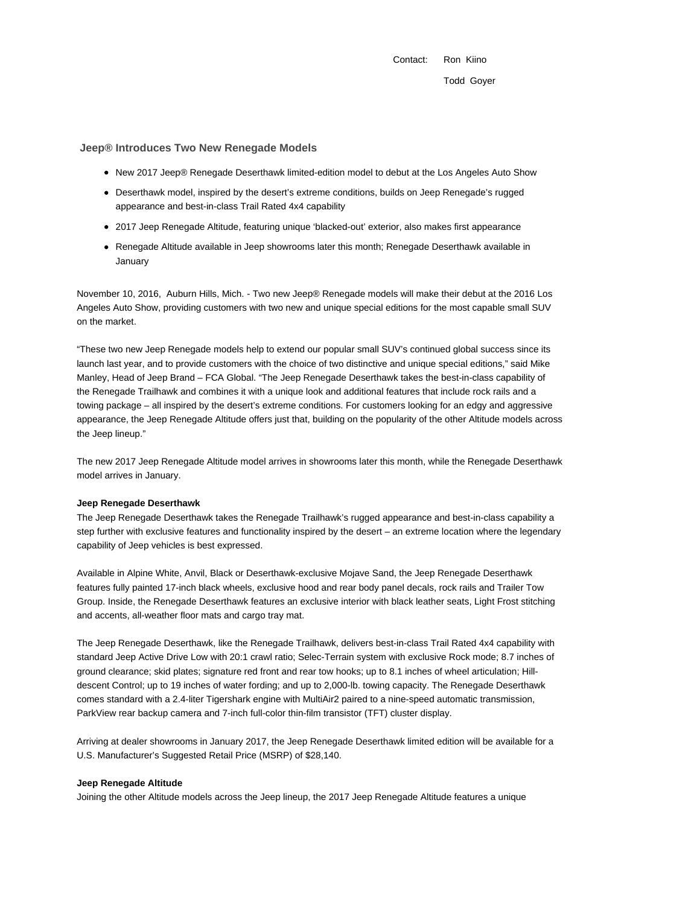Contact: Ron Kiino
Todd Goyer

## Jeep® Introduces Two New Renegade Models

- New 2017 Jeep® Renegade Deserthawk limited-edition model to debut at the Los Angeles Auto Show
- Deserthawk model, inspired by the desert's extreme conditions, builds on Jeep Renegade's rugged appearance and best-in-class Trail Rated 4x4 capability
- 2017 Jeep Renegade Altitude, featuring unique 'blacked-out' exterior, also makes first appearance
- Renegade Altitude available in Jeep showrooms later this month; Renegade Deserthawk available in January

November 10, 2016, Auburn Hills, Mich. - Two new Jeep® Renegade models will make their debut at the 2016 Los Angeles Auto Show, providing customers with two new and unique special editions for the most capable small SUV on the market.

"These two new Jeep Renegade models help to extend our popular small SUV's continued global success since its launch last year, and to provide customers with the choice of two distinctive and unique special editions," said Mike Manley, Head of Jeep Brand – FCA Global. "The Jeep Renegade Deserthawk takes the best-in-class capability of the Renegade Trailhawk and combines it with a unique look and additional features that include rock rails and a towing package – all inspired by the desert's extreme conditions. For customers looking for an edgy and aggressive appearance, the Jeep Renegade Altitude offers just that, building on the popularity of the other Altitude models across the Jeep lineup."

The new 2017 Jeep Renegade Altitude model arrives in showrooms later this month, while the Renegade Deserthawk model arrives in January.

**Jeep Renegade Deserthawk**

The Jeep Renegade Deserthawk takes the Renegade Trailhawk's rugged appearance and best-in-class capability a step further with exclusive features and functionality inspired by the desert – an extreme location where the legendary capability of Jeep vehicles is best expressed.

Available in Alpine White, Anvil, Black or Deserthawk-exclusive Mojave Sand, the Jeep Renegade Deserthawk features fully painted 17-inch black wheels, exclusive hood and rear body panel decals, rock rails and Trailer Tow Group. Inside, the Renegade Deserthawk features an exclusive interior with black leather seats, Light Frost stitching and accents, all-weather floor mats and cargo tray mat.

The Jeep Renegade Deserthawk, like the Renegade Trailhawk, delivers best-in-class Trail Rated 4x4 capability with standard Jeep Active Drive Low with 20:1 crawl ratio; Selec-Terrain system with exclusive Rock mode; 8.7 inches of ground clearance; skid plates; signature red front and rear tow hooks; up to 8.1 inches of wheel articulation; Hill-descent Control; up to 19 inches of water fording; and up to 2,000-lb. towing capacity. The Renegade Deserthawk comes standard with a 2.4-liter Tigershark engine with MultiAir2 paired to a nine-speed automatic transmission, ParkView rear backup camera and 7-inch full-color thin-film transistor (TFT) cluster display.

Arriving at dealer showrooms in January 2017, the Jeep Renegade Deserthawk limited edition will be available for a U.S. Manufacturer's Suggested Retail Price (MSRP) of $28,140.

**Jeep Renegade Altitude**

Joining the other Altitude models across the Jeep lineup, the 2017 Jeep Renegade Altitude features a unique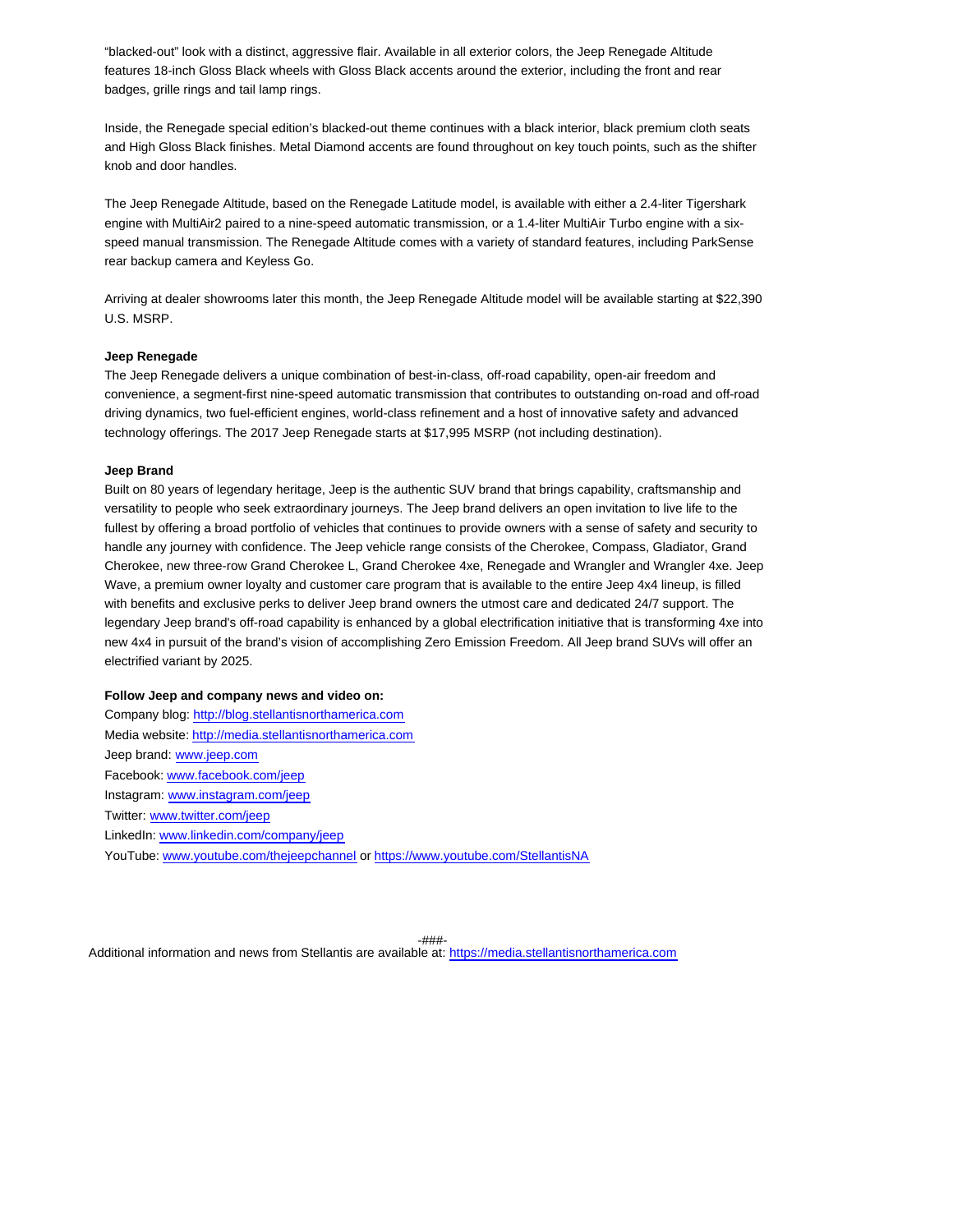"blacked-out" look with a distinct, aggressive flair. Available in all exterior colors, the Jeep Renegade Altitude features 18-inch Gloss Black wheels with Gloss Black accents around the exterior, including the front and rear badges, grille rings and tail lamp rings.

Inside, the Renegade special edition's blacked-out theme continues with a black interior, black premium cloth seats and High Gloss Black finishes. Metal Diamond accents are found throughout on key touch points, such as the shifter knob and door handles.

The Jeep Renegade Altitude, based on the Renegade Latitude model, is available with either a 2.4-liter Tigershark engine with MultiAir2 paired to a nine-speed automatic transmission, or a 1.4-liter MultiAir Turbo engine with a six-speed manual transmission. The Renegade Altitude comes with a variety of standard features, including ParkSense rear backup camera and Keyless Go.

Arriving at dealer showrooms later this month, the Jeep Renegade Altitude model will be available starting at $22,390 U.S. MSRP.

**Jeep Renegade**

The Jeep Renegade delivers a unique combination of best-in-class, off-road capability, open-air freedom and convenience, a segment-first nine-speed automatic transmission that contributes to outstanding on-road and off-road driving dynamics, two fuel-efficient engines, world-class refinement and a host of innovative safety and advanced technology offerings. The 2017 Jeep Renegade starts at $17,995 MSRP (not including destination).

**Jeep Brand**

Built on 80 years of legendary heritage, Jeep is the authentic SUV brand that brings capability, craftsmanship and versatility to people who seek extraordinary journeys. The Jeep brand delivers an open invitation to live life to the fullest by offering a broad portfolio of vehicles that continues to provide owners with a sense of safety and security to handle any journey with confidence. The Jeep vehicle range consists of the Cherokee, Compass, Gladiator, Grand Cherokee, new three-row Grand Cherokee L, Grand Cherokee 4xe, Renegade and Wrangler and Wrangler 4xe. Jeep Wave, a premium owner loyalty and customer care program that is available to the entire Jeep 4x4 lineup, is filled with benefits and exclusive perks to deliver Jeep brand owners the utmost care and dedicated 24/7 support. The legendary Jeep brand's off-road capability is enhanced by a global electrification initiative that is transforming 4xe into new 4x4 in pursuit of the brand's vision of accomplishing Zero Emission Freedom. All Jeep brand SUVs will offer an electrified variant by 2025.

**Follow Jeep and company news and video on:**

Company blog: http://blog.stellantisnorthamerica.com
Media website: http://media.stellantisnorthamerica.com
Jeep brand: www.jeep.com
Facebook: www.facebook.com/jeep
Instagram: www.instagram.com/jeep
Twitter: www.twitter.com/jeep
LinkedIn: www.linkedin.com/company/jeep
YouTube: www.youtube.com/thejeepchannel or https://www.youtube.com/StellantisNA

-###-

Additional information and news from Stellantis are available at: https://media.stellantisnorthamerica.com